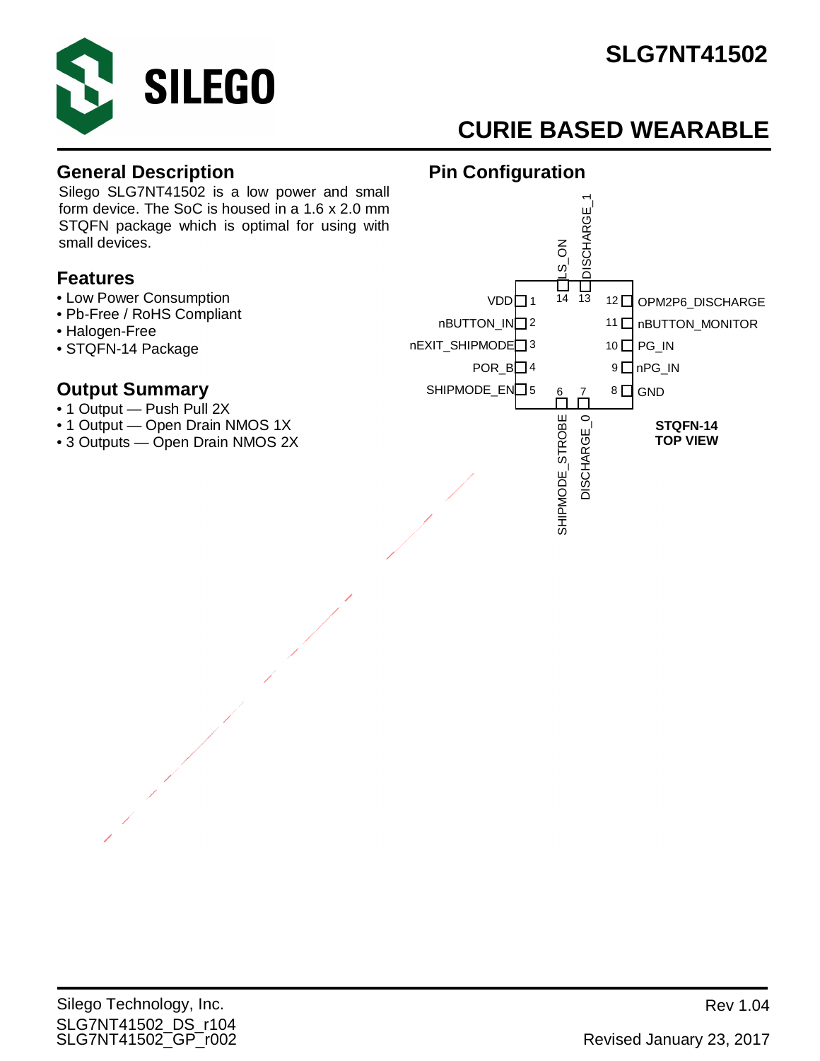# SLG7NT41502

## CURIE BASED WEARABLE

## General Description

Silego SLG7NT41502 is a low power and small form device. The SoC is housed in a 1.6 x 2.0 mm STQFN package which is optimal for using with small devices.

## Features

- Low Power Consumption
- Pb-Free / RoHS Compliant
- Halogen-Free
- STQFN-14 Package

## Output Summary

- 1 Output — Push Pull 2X
- 1 Output — Open Drain NMOS 1X
- 3 Outputs — Open Drain NMOS 2X

## Pin Configuration

| Pin | Name |
| --- | --- |
| 1 | VDD |
| 2 | nBUTTON_IN |
| 3 | nEXIT_SHIPMODE |
| 4 | POR_B |
| 5 | SHIPMODE_EN |
| 6 | SHIPMODE_STROBE |
| 7 | DISCHARGE_0 |
| 8 | GND |
| 9 | nPG_IN |
| 10 | PG_IN |
| 11 | nBUTTON_MONITOR |
| 12 | OPM2P6_DISCHARGE |
| 13 | DISCHARGE_1 |
| 14 | LS_ON |

**STQFN-14**
**TOP VIEW**

Silego Technology, Inc.
SLG7NT41502_DS_r104
SLG7NT41502_GP_r002

Rev 1.04

Revised January 23, 2017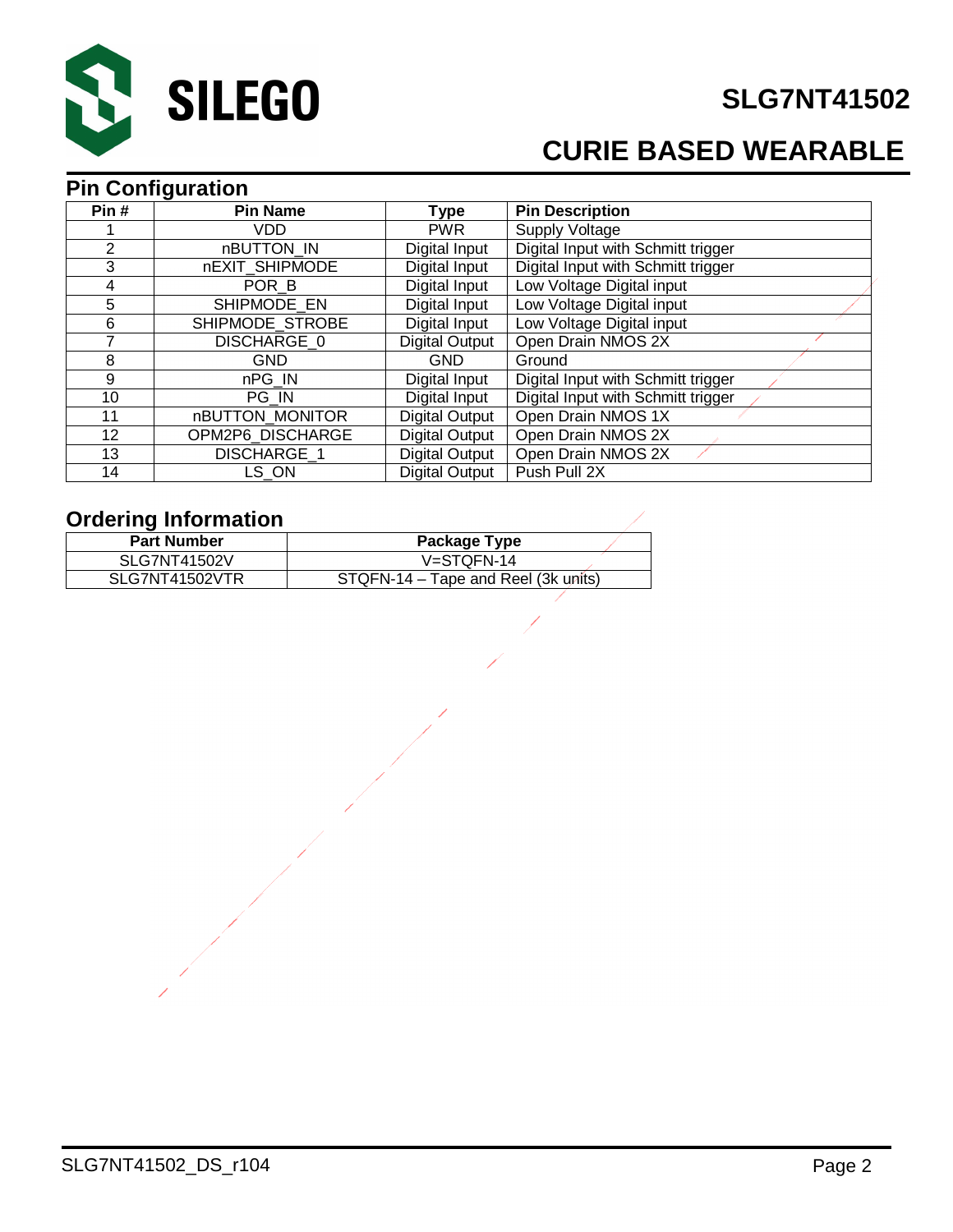## Pin Configuration

| Pin # | Pin Name | Type | Pin Description |
|---|---|---|---|
| 1 | VDD | PWR | Supply Voltage |
| 2 | nBUTTON_IN | Digital Input | Digital Input with Schmitt trigger |
| 3 | nEXIT_SHIPMODE | Digital Input | Digital Input with Schmitt trigger |
| 4 | POR_B | Digital Input | Low Voltage Digital input |
| 5 | SHIPMODE_EN | Digital Input | Low Voltage Digital input |
| 6 | SHIPMODE_STROBE | Digital Input | Low Voltage Digital input |
| 7 | DISCHARGE_0 | Digital Output | Open Drain NMOS 2X |
| 8 | GND | GND | Ground |
| 9 | nPG_IN | Digital Input | Digital Input with Schmitt trigger |
| 10 | PG_IN | Digital Input | Digital Input with Schmitt trigger |
| 11 | nBUTTON_MONITOR | Digital Output | Open Drain NMOS 1X |
| 12 | OPM2P6_DISCHARGE | Digital Output | Open Drain NMOS 2X |
| 13 | DISCHARGE_1 | Digital Output | Open Drain NMOS 2X |
| 14 | LS_ON | Digital Output | Push Pull 2X |

## Ordering Information

| Part Number | Package Type |
|---|---|
| SLG7NT41502V | V=STQFN-14 |
| SLG7NT41502VTR | STQFN-14 – Tape and Reel (3k units) |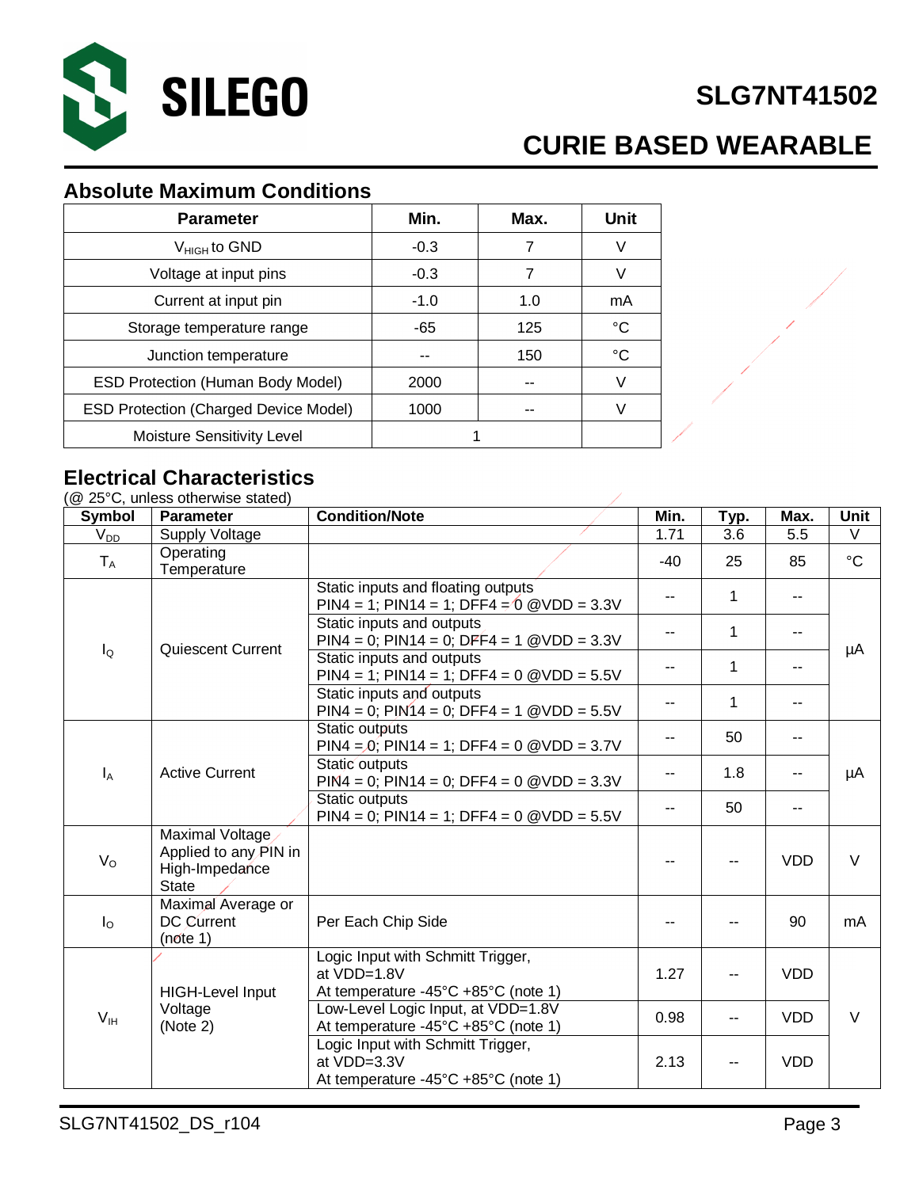## Absolute Maximum Conditions

| Parameter | Min. | Max. | Unit |
|---|---|---|---|
| $V_{HIGH}$ to GND | -0.3 | 7 | V |
| Voltage at input pins | -0.3 | 7 | V |
| Current at input pin | -1.0 | 1.0 | mA |
| Storage temperature range | -65 | 125 | °C |
| Junction temperature | -- | 150 | °C |
| ESD Protection (Human Body Model) | 2000 | -- | V |
| ESD Protection (Charged Device Model) | 1000 | -- | V |
| Moisture Sensitivity Level | 1 | | |

## Electrical Characteristics

(@ 25°C, unless otherwise stated)

| Symbol | Parameter | Condition/Note | Min. | Typ. | Max. | Unit |
|---|---|---|---|---|---|---|
| $V_{DD}$ | Supply Voltage | | 1.71 | 3.6 | 5.5 | V |
| $T_A$ | Operating Temperature | | -40 | 25 | 85 | °C |
| $I_Q$ | Quiescent Current | Static inputs and floating outputs PIN4 = 1; PIN14 = 1; DFF4 = 0 @VDD = 3.3V | -- | 1 | -- | µA |
| | | Static inputs and outputs PIN4 = 0; PIN14 = 0; DFF4 = 1 @VDD = 3.3V | -- | 1 | -- | |
| | | Static inputs and outputs PIN4 = 1; PIN14 = 1; DFF4 = 0 @VDD = 5.5V | -- | 1 | -- | |
| | | Static inputs and outputs PIN4 = 0; PIN14 = 0; DFF4 = 1 @VDD = 5.5V | -- | 1 | -- | |
| $I_A$ | Active Current | Static outputs PIN4 = 0; PIN14 = 1; DFF4 = 0 @VDD = 3.7V | -- | 50 | -- | µA |
| | | Static outputs PIN4 = 0; PIN14 = 0; DFF4 = 0 @VDD = 3.3V | -- | 1.8 | -- | |
| | | Static outputs PIN4 = 0; PIN14 = 1; DFF4 = 0 @VDD = 5.5V | -- | 50 | -- | |
| $V_O$ | Maximal Voltage Applied to any PIN in High-Impedance State | | -- | -- | VDD | V |
| $I_O$ | Maximal Average or DC Current (note 1) | Per Each Chip Side | -- | -- | 90 | mA |
| $V_{IH}$ | HIGH-Level Input Voltage (Note 2) | Logic Input with Schmitt Trigger, at VDD=1.8V At temperature -45°C +85°C (note 1) | 1.27 | -- | VDD | V |
| | | Low-Level Logic Input, at VDD=1.8V At temperature -45°C +85°C (note 1) | 0.98 | -- | VDD | |
| | | Logic Input with Schmitt Trigger, at VDD=3.3V At temperature -45°C +85°C (note 1) | 2.13 | -- | VDD | |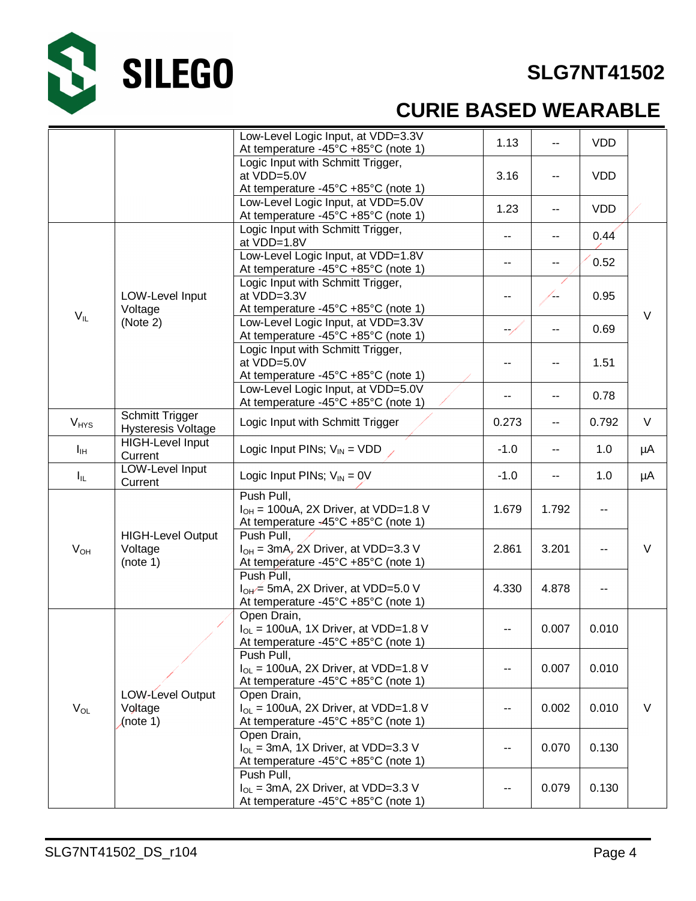| Parameter | Description | Conditions | Min. | Typ. | Max. | Unit |
|---|---|---|---|---|---|---|
| | | Low-Level Logic Input, at VDD=3.3V At temperature -45°C +85°C (note 1) | 1.13 | -- | VDD | |
| | | Logic Input with Schmitt Trigger, at VDD=5.0V At temperature -45°C +85°C (note 1) | 3.16 | -- | VDD | |
| | | Low-Level Logic Input, at VDD=5.0V At temperature -45°C +85°C (note 1) | 1.23 | -- | VDD | |
| $V_{IL}$ | LOW-Level Input Voltage (Note 2) | Logic Input with Schmitt Trigger, at VDD=1.8V | -- | -- | 0.44 | V |
| | | Low-Level Logic Input, at VDD=1.8V At temperature -45°C +85°C (note 1) | -- | -- | 0.52 | |
| | | Logic Input with Schmitt Trigger, at VDD=3.3V At temperature -45°C +85°C (note 1) | -- | -- | 0.95 | |
| | | Low-Level Logic Input, at VDD=3.3V At temperature -45°C +85°C (note 1) | -- | -- | 0.69 | |
| | | Logic Input with Schmitt Trigger, at VDD=5.0V At temperature -45°C +85°C (note 1) | -- | -- | 1.51 | |
| | | Low-Level Logic Input, at VDD=5.0V At temperature -45°C +85°C (note 1) | -- | -- | 0.78 | |
| $V_{HYS}$ | Schmitt Trigger Hysteresis Voltage | Logic Input with Schmitt Trigger | 0.273 | -- | 0.792 | V |
| $I_{IH}$ | HIGH-Level Input Current | Logic Input PINs; $V_{IN}$ = VDD | -1.0 | -- | 1.0 | µA |
| $I_{IL}$ | LOW-Level Input Current | Logic Input PINs; $V_{IN}$ = 0V | -1.0 | -- | 1.0 | µA |
| $V_{OH}$ | HIGH-Level Output Voltage (note 1) | Push Pull, $I_{OH}$ = 100uA, 2X Driver, at VDD=1.8 V At temperature -45°C +85°C (note 1) | 1.679 | 1.792 | -- | V |
| | | Push Pull, $I_{OH}$ = 3mA, 2X Driver, at VDD=3.3 V At temperature -45°C +85°C (note 1) | 2.861 | 3.201 | -- | |
| | | Push Pull, $I_{OH}$ = 5mA, 2X Driver, at VDD=5.0 V At temperature -45°C +85°C (note 1) | 4.330 | 4.878 | -- | |
| $V_{OL}$ | LOW-Level Output Voltage (note 1) | Open Drain, $I_{OL}$ = 100uA, 1X Driver, at VDD=1.8 V At temperature -45°C +85°C (note 1) | -- | 0.007 | 0.010 | V |
| | | Push Pull, $I_{OL}$ = 100uA, 2X Driver, at VDD=1.8 V At temperature -45°C +85°C (note 1) | -- | 0.007 | 0.010 | |
| | | Open Drain, $I_{OL}$ = 100uA, 2X Driver, at VDD=1.8 V At temperature -45°C +85°C (note 1) | -- | 0.002 | 0.010 | |
| | | Open Drain, $I_{OL}$ = 3mA, 1X Driver, at VDD=3.3 V At temperature -45°C +85°C (note 1) | -- | 0.070 | 0.130 | |
| | | Push Pull, $I_{OL}$ = 3mA, 2X Driver, at VDD=3.3 V At temperature -45°C +85°C (note 1) | -- | 0.079 | 0.130 | |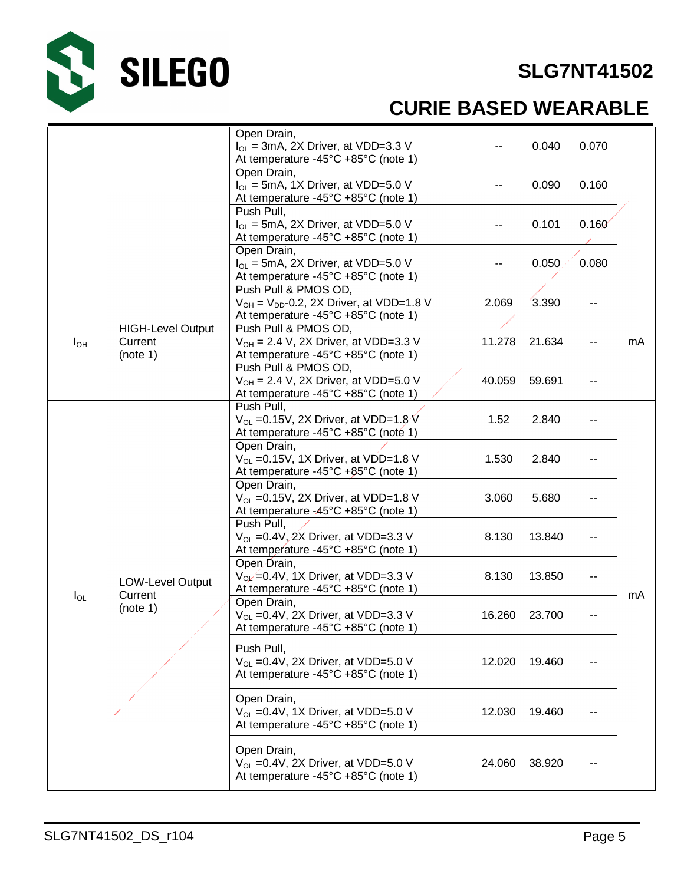| Parameter | Description | Conditions | Min. | Typ. | Max. | Unit |
|---|---|---|---|---|---|---|
| | | Open Drain, $I_{OL}$ = 3mA, 2X Driver, at VDD=3.3 V At temperature -45°C +85°C (note 1) | -- | 0.040 | 0.070 | |
| | | Open Drain, $I_{OL}$ = 5mA, 1X Driver, at VDD=5.0 V At temperature -45°C +85°C (note 1) | -- | 0.090 | 0.160 | |
| | | Push Pull, $I_{OL}$ = 5mA, 2X Driver, at VDD=5.0 V At temperature -45°C +85°C (note 1) | -- | 0.101 | 0.160 | |
| | | Open Drain, $I_{OL}$ = 5mA, 2X Driver, at VDD=5.0 V At temperature -45°C +85°C (note 1) | -- | 0.050 | 0.080 | |
| $I_{OH}$ | HIGH-Level Output Current (note 1) | Push Pull & PMOS OD, $V_{OH}$ = $V_{DD}$-0.2, 2X Driver, at VDD=1.8 V At temperature -45°C +85°C (note 1) | 2.069 | 3.390 | -- | mA |
| | | Push Pull & PMOS OD, $V_{OH}$ = 2.4 V, 2X Driver, at VDD=3.3 V At temperature -45°C +85°C (note 1) | 11.278 | 21.634 | -- | |
| | | Push Pull & PMOS OD, $V_{OH}$ = 2.4 V, 2X Driver, at VDD=5.0 V At temperature -45°C +85°C (note 1) | 40.059 | 59.691 | -- | |
| $I_{OL}$ | LOW-Level Output Current (note 1) | Push Pull, $V_{OL}$ =0.15V, 2X Driver, at VDD=1.8 V At temperature -45°C +85°C (note 1) | 1.52 | 2.840 | -- | mA |
| | | Open Drain, $V_{OL}$ =0.15V, 1X Driver, at VDD=1.8 V At temperature -45°C +85°C (note 1) | 1.530 | 2.840 | -- | |
| | | Open Drain, $V_{OL}$ =0.15V, 2X Driver, at VDD=1.8 V At temperature -45°C +85°C (note 1) | 3.060 | 5.680 | -- | |
| | | Push Pull, $V_{OL}$ =0.4V, 2X Driver, at VDD=3.3 V At temperature -45°C +85°C (note 1) | 8.130 | 13.840 | -- | |
| | | Open Drain, $V_{OL}$ =0.4V, 1X Driver, at VDD=3.3 V At temperature -45°C +85°C (note 1) | 8.130 | 13.850 | -- | |
| | | Open Drain, $V_{OL}$ =0.4V, 2X Driver, at VDD=3.3 V At temperature -45°C +85°C (note 1) | 16.260 | 23.700 | -- | |
| | | Push Pull, $V_{OL}$ =0.4V, 2X Driver, at VDD=5.0 V At temperature -45°C +85°C (note 1) | 12.020 | 19.460 | -- | |
| | | Open Drain, $V_{OL}$ =0.4V, 1X Driver, at VDD=5.0 V At temperature -45°C +85°C (note 1) | 12.030 | 19.460 | -- | |
| | | Open Drain, $V_{OL}$ =0.4V, 2X Driver, at VDD=5.0 V At temperature -45°C +85°C (note 1) | 24.060 | 38.920 | -- | |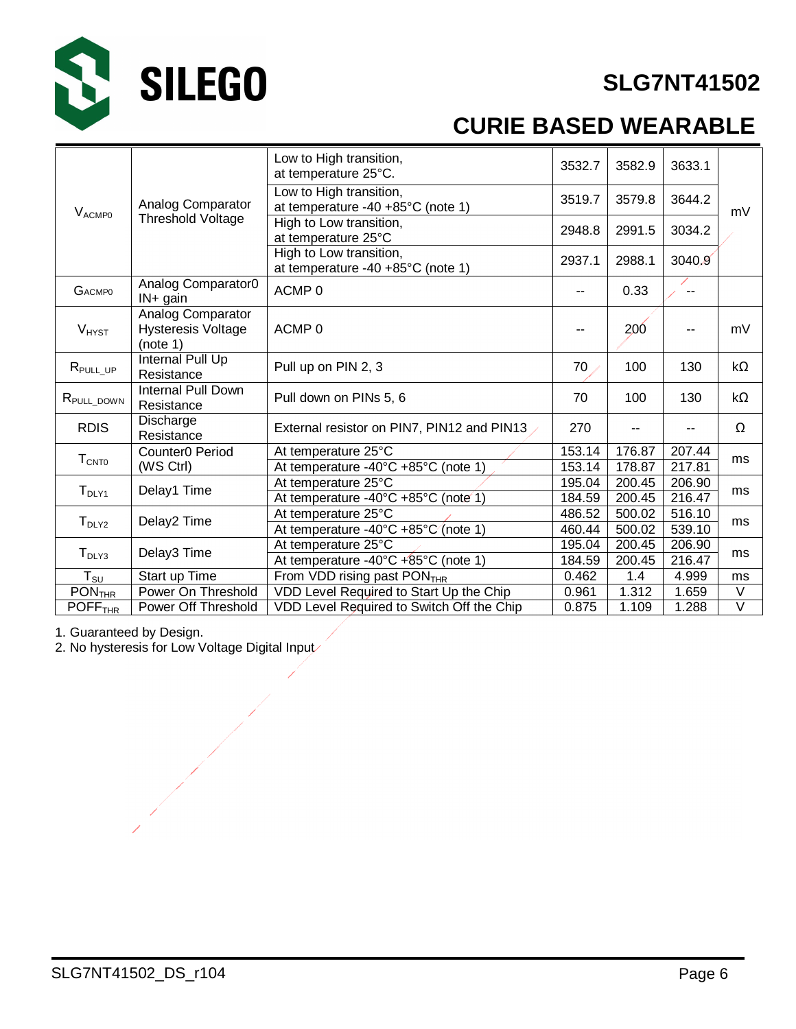| | | | | | | |
|---|---|---|---|---|---|---|
| $V_{ACMP0}$ | Analog Comparator Threshold Voltage | Low to High transition, at temperature 25°C. | 3532.7 | 3582.9 | 3633.1 | mV |
| | | Low to High transition, at temperature -40 +85°C (note 1) | 3519.7 | 3579.8 | 3644.2 | |
| | | High to Low transition, at temperature 25°C | 2948.8 | 2991.5 | 3034.2 | |
| | | High to Low transition, at temperature -40 +85°C (note 1) | 2937.1 | 2988.1 | 3040.9 | |
| $G_{ACMP0}$ | Analog Comparator0 IN+ gain | ACMP 0 | -- | 0.33 | -- | |
| $V_{HYST}$ | Analog Comparator Hysteresis Voltage (note 1) | ACMP 0 | -- | 200 | -- | mV |
| $R_{PULL\_UP}$ | Internal Pull Up Resistance | Pull up on PIN 2, 3 | 70 | 100 | 130 | kΩ |
| $R_{PULL\_DOWN}$ | Internal Pull Down Resistance | Pull down on PINs 5, 6 | 70 | 100 | 130 | kΩ |
| RDIS | Discharge Resistance | External resistor on PIN7, PIN12 and PIN13 | 270 | -- | -- | Ω |
| $T_{CNT0}$ | Counter0 Period (WS Ctrl) | At temperature 25°C | 153.14 | 176.87 | 207.44 | ms |
| | | At temperature -40°C +85°C (note 1) | 153.14 | 178.87 | 217.81 | |
| $T_{DLY1}$ | Delay1 Time | At temperature 25°C | 195.04 | 200.45 | 206.90 | ms |
| | | At temperature -40°C +85°C (note 1) | 184.59 | 200.45 | 216.47 | |
| $T_{DLY2}$ | Delay2 Time | At temperature 25°C | 486.52 | 500.02 | 516.10 | ms |
| | | At temperature -40°C +85°C (note 1) | 460.44 | 500.02 | 539.10 | |
| $T_{DLY3}$ | Delay3 Time | At temperature 25°C | 195.04 | 200.45 | 206.90 | ms |
| | | At temperature -40°C +85°C (note 1) | 184.59 | 200.45 | 216.47 | |
| $T_{SU}$ | Start up Time | From VDD rising past $PON_{THR}$ | 0.462 | 1.4 | 4.999 | ms |
| $PON_{THR}$ | Power On Threshold | VDD Level Required to Start Up the Chip | 0.961 | 1.312 | 1.659 | V |
| $POFF_{THR}$ | Power Off Threshold | VDD Level Required to Switch Off the Chip | 0.875 | 1.109 | 1.288 | V |

1. Guaranteed by Design.
2. No hysteresis for Low Voltage Digital Input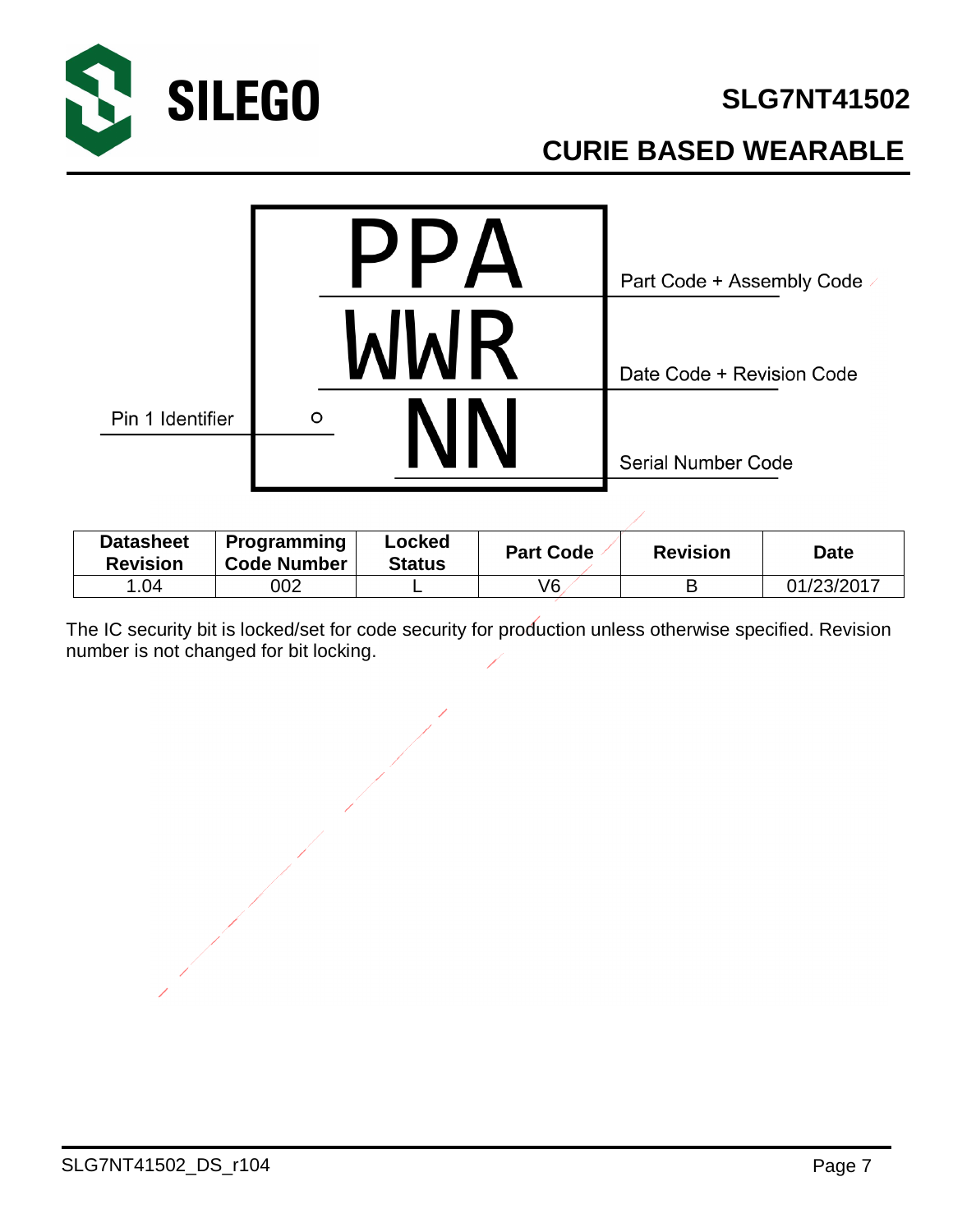PPA — Part Code + Assembly Code

WWR — Date Code + Revision Code

NN — Serial Number Code

Pin 1 Identifier

| Datasheet Revision | Programming Code Number | Locked Status | Part Code | Revision | Date |
|---|---|---|---|---|---|
| 1.04 | 002 | L | V6 | B | 01/23/2017 |

The IC security bit is locked/set for code security for production unless otherwise specified. Revision number is not changed for bit locking.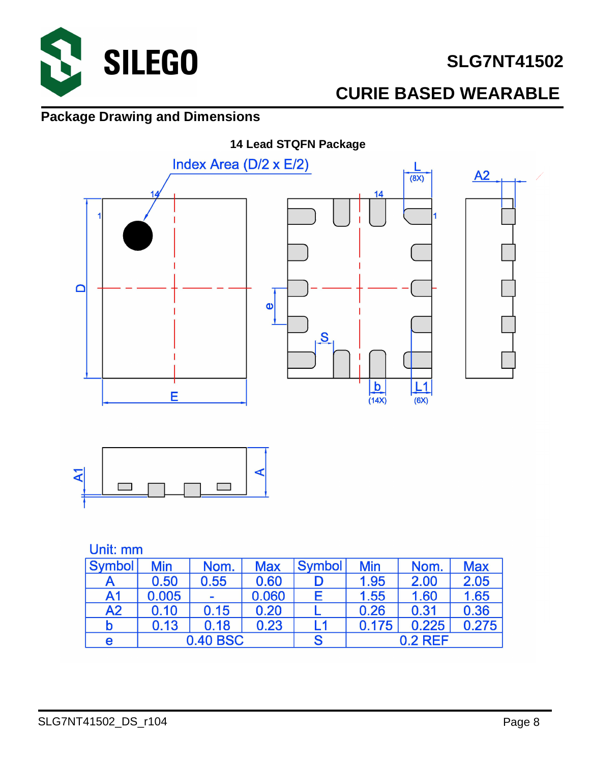## Package Drawing and Dimensions

**14 Lead STQFN Package**

Unit: mm

| Symbol | Min | Nom. | Max | Symbol | Min | Nom. | Max |
|---|---|---|---|---|---|---|---|
| A | 0.50 | 0.55 | 0.60 | D | 1.95 | 2.00 | 2.05 |
| A1 | 0.005 | - | 0.060 | E | 1.55 | 1.60 | 1.65 |
| A2 | 0.10 | 0.15 | 0.20 | L | 0.26 | 0.31 | 0.36 |
| b | 0.13 | 0.18 | 0.23 | L1 | 0.175 | 0.225 | 0.275 |
| e | 0.40 BSC | | | S | 0.2 REF | | |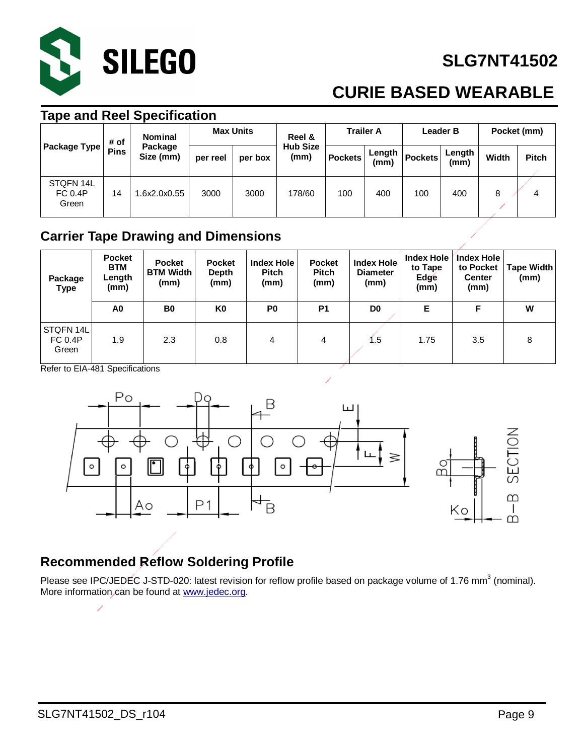## Tape and Reel Specification

| Package Type | # of Pins | Nominal Package Size (mm) | Max Units | | Reel & Hub Size (mm) | Trailer A | | Leader B | | Pocket (mm) | |
|---|---|---|---|---|---|---|---|---|---|---|---|
| | | | per reel | per box | | Pockets | Length (mm) | Pockets | Length (mm) | Width | Pitch |
| STQFN 14L FC 0.4P Green | 14 | 1.6x2.0x0.55 | 3000 | 3000 | 178/60 | 100 | 400 | 100 | 400 | 8 | 4 |

## Carrier Tape Drawing and Dimensions

| Package Type | Pocket BTM Length (mm) | Pocket BTM Width (mm) | Pocket Depth (mm) | Index Hole Pitch (mm) | Pocket Pitch (mm) | Index Hole Diameter (mm) | Index Hole to Tape Edge (mm) | Index Hole to Pocket Center (mm) | Tape Width (mm) |
|---|---|---|---|---|---|---|---|---|---|
| | A0 | B0 | K0 | P0 | P1 | D0 | E | F | W |
| STQFN 14L FC 0.4P Green | 1.9 | 2.3 | 0.8 | 4 | 4 | 1.5 | 1.75 | 3.5 | 8 |

Refer to EIA-481 Specifications

## Recommended Reflow Soldering Profile

Please see IPC/JEDEC J-STD-020: latest revision for reflow profile based on package volume of 1.76 $mm^3$ (nominal). More information can be found at www.jedec.org.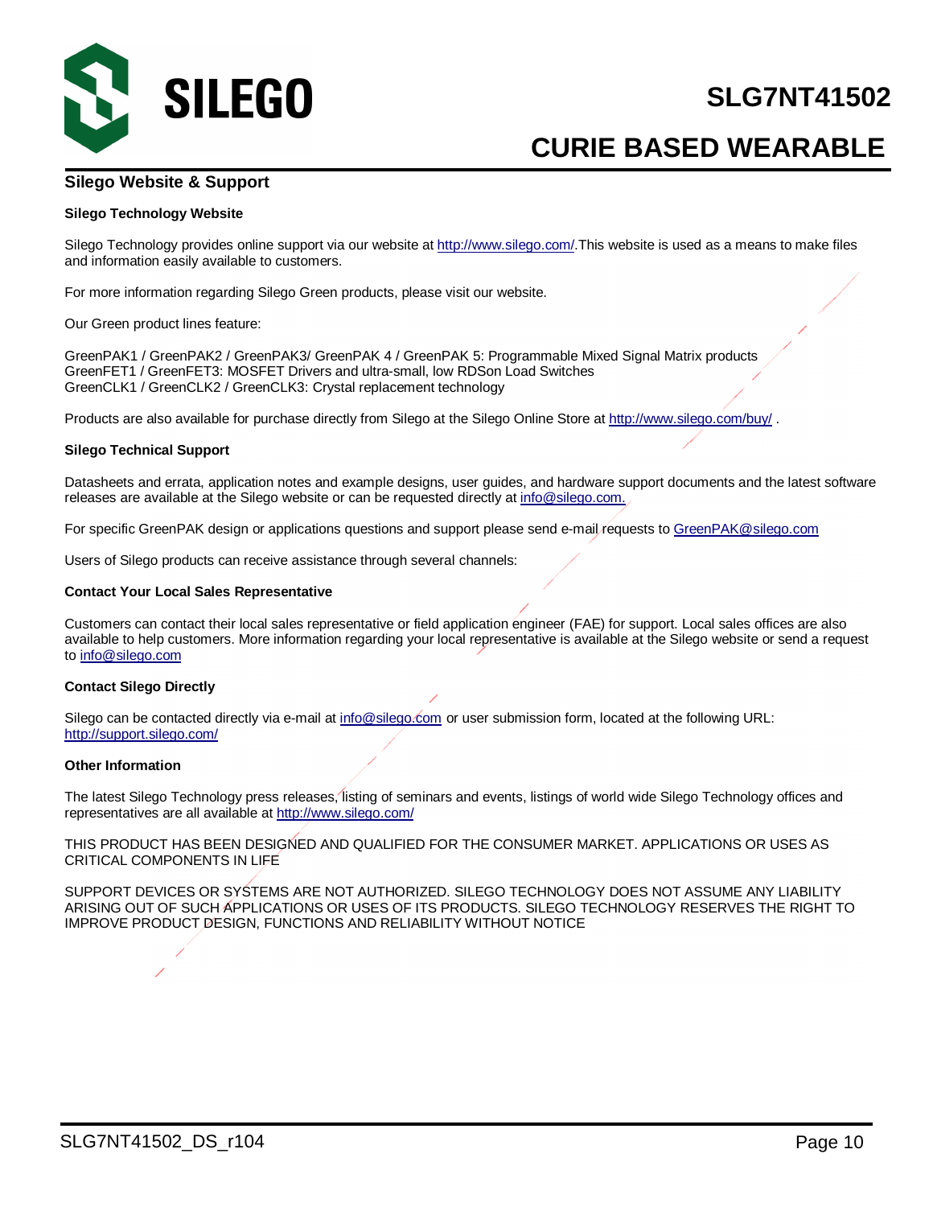## Silego Website & Support

**Silego Technology Website**

Silego Technology provides online support via our website at http://www.silego.com/.This website is used as a means to make files and information easily available to customers.

For more information regarding Silego Green products, please visit our website.

Our Green product lines feature:

GreenPAK1 / GreenPAK2 / GreenPAK3/ GreenPAK 4 / GreenPAK 5: Programmable Mixed Signal Matrix products
GreenFET1 / GreenFET3: MOSFET Drivers and ultra-small, low RDSon Load Switches
GreenCLK1 / GreenCLK2 / GreenCLK3: Crystal replacement technology

Products are also available for purchase directly from Silego at the Silego Online Store at http://www.silego.com/buy/ .

**Silego Technical Support**

Datasheets and errata, application notes and example designs, user guides, and hardware support documents and the latest software releases are available at the Silego website or can be requested directly at info@silego.com.

For specific GreenPAK design or applications questions and support please send e-mail requests to GreenPAK@silego.com

Users of Silego products can receive assistance through several channels:

**Contact Your Local Sales Representative**

Customers can contact their local sales representative or field application engineer (FAE) for support. Local sales offices are also available to help customers. More information regarding your local representative is available at the Silego website or send a request to info@silego.com

**Contact Silego Directly**

Silego can be contacted directly via e-mail at info@silego.com or user submission form, located at the following URL: http://support.silego.com/

**Other Information**

The latest Silego Technology press releases, listing of seminars and events, listings of world wide Silego Technology offices and representatives are all available at http://www.silego.com/

THIS PRODUCT HAS BEEN DESIGNED AND QUALIFIED FOR THE CONSUMER MARKET. APPLICATIONS OR USES AS CRITICAL COMPONENTS IN LIFE

SUPPORT DEVICES OR SYSTEMS ARE NOT AUTHORIZED. SILEGO TECHNOLOGY DOES NOT ASSUME ANY LIABILITY ARISING OUT OF SUCH APPLICATIONS OR USES OF ITS PRODUCTS. SILEGO TECHNOLOGY RESERVES THE RIGHT TO IMPROVE PRODUCT DESIGN, FUNCTIONS AND RELIABILITY WITHOUT NOTICE